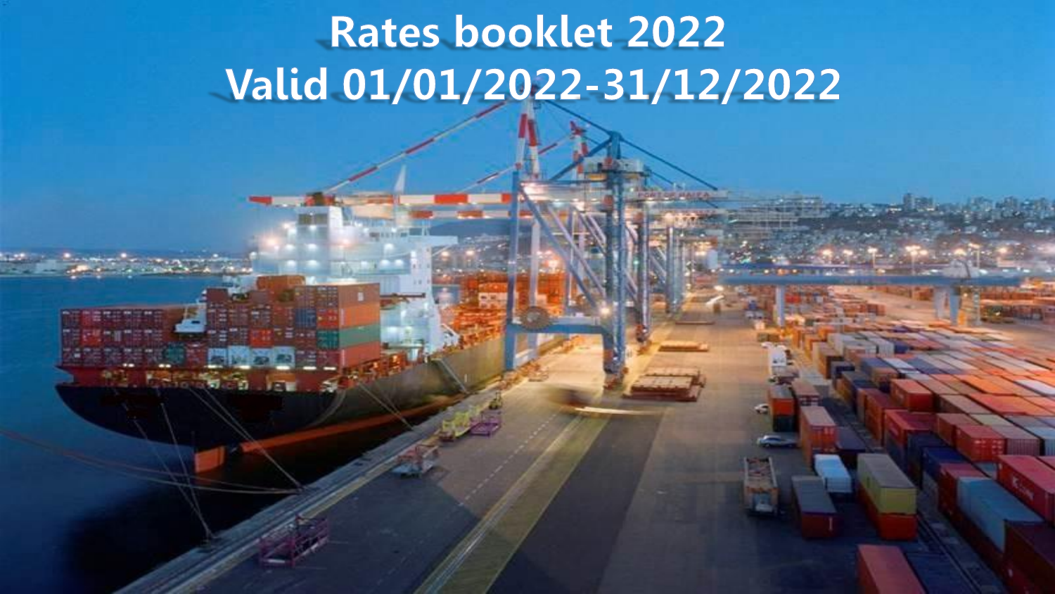# Rates booklet 2022
# Valid 01/01/2022-31/12/2022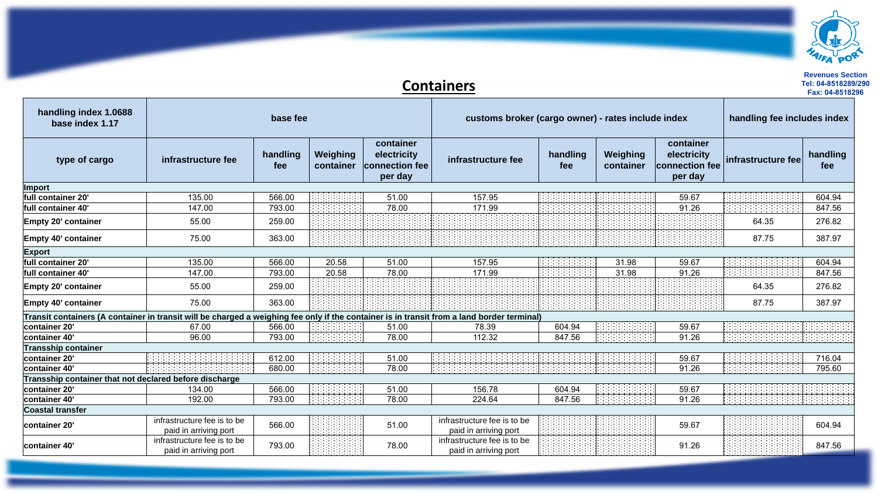Revenues Section
Tel: 04-8518289/290
Fax: 04-8518296

## Containers

| handling index 1.0688<br>base index 1.17 | base fee | | | | customs broker (cargo owner) - rates include index | | | | handling fee includes index | |
|---|---|---|---|---|---|---|---|---|---|---|
| type of cargo | infrastructure fee | handling fee | Weighing container | container electricity connection fee per day | infrastructure fee | handling fee | Weighing container | container electricity connection fee per day | infrastructure fee | handling fee |
| **Import** | | | | | | | | | | |
| full container 20' | 135.00 | 566.00 | | 51.00 | 157.95 | | | 59.67 | | 604.94 |
| full container 40' | 147.00 | 793.00 | | 78.00 | 171.99 | | | 91.26 | | 847.56 |
| Empty 20' container | 55.00 | 259.00 | | | | | | | 64.35 | 276.82 |
| Empty 40' container | 75.00 | 363.00 | | | | | | | 87.75 | 387.97 |
| **Export** | | | | | | | | | | |
| full container 20' | 135.00 | 566.00 | 20.58 | 51.00 | 157.95 | | 31.98 | 59.67 | | 604.94 |
| full container 40' | 147.00 | 793.00 | 20.58 | 78.00 | 171.99 | | 31.98 | 91.26 | | 847.56 |
| Empty 20' container | 55.00 | 259.00 | | | | | | | 64.35 | 276.82 |
| Empty 40' container | 75.00 | 363.00 | | | | | | | 87.75 | 387.97 |
| **Transit containers (A container in transit will be charged a weighing fee only if the container is in transit from a land border terminal)** | | | | | | | | | | |
| container 20' | 67.00 | 566.00 | | 51.00 | 78.39 | 604.94 | | 59.67 | | |
| container 40' | 96.00 | 793.00 | | 78.00 | 112.32 | 847.56 | | 91.26 | | |
| **Transship container** | | | | | | | | | | |
| container 20' | | 612.00 | | 51.00 | | | | 59.67 | | 716.04 |
| container 40' | | 680.00 | | 78.00 | | | | 91.26 | | 795.60 |
| **Transship container that not declared before discharge** | | | | | | | | | | |
| container 20' | 134.00 | 566.00 | | 51.00 | 156.78 | 604.94 | | 59.67 | | |
| container 40' | 192.00 | 793.00 | | 78.00 | 224.64 | 847.56 | | 91.26 | | |
| **Coastal transfer** | | | | | | | | | | |
| container 20' | infrastructure fee is to be paid in arriving port | 566.00 | | 51.00 | infrastructure fee is to be paid in arriving port | | | 59.67 | | 604.94 |
| container 40' | infrastructure fee is to be paid in arriving port | 793.00 | | 78.00 | infrastructure fee is to be paid in arriving port | | | 91.26 | | 847.56 |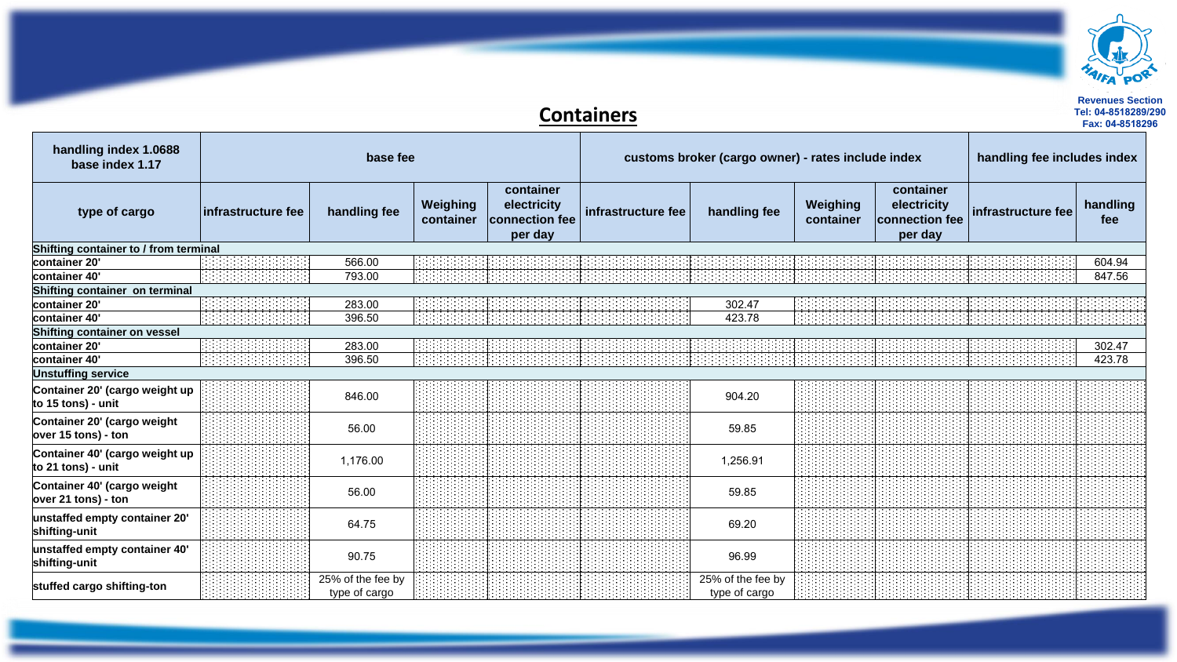## Containers

| handling index 1.0688 base index 1.17 | base fee | | | | customs broker (cargo owner) - rates include index | | | | handling fee includes index | |
|---|---|---|---|---|---|---|---|---|---|---|
| type of cargo | infrastructure fee | handling fee | Weighing container | container electricity connection fee per day | infrastructure fee | handling fee | Weighing container | container electricity connection fee per day | infrastructure fee | handling fee |
| **Shifting container to / from terminal** | | | | | | | | | | |
| **container 20'** | | 566.00 | | | | | | | | 604.94 |
| **container 40'** | | 793.00 | | | | | | | | 847.56 |
| **Shifting container on terminal** | | | | | | | | | | |
| **container 20'** | | 283.00 | | | | 302.47 | | | | |
| **container 40'** | | 396.50 | | | | 423.78 | | | | |
| **Shifting container on vessel** | | | | | | | | | | |
| **container 20'** | | 283.00 | | | | | | | | 302.47 |
| **container 40'** | | 396.50 | | | | | | | | 423.78 |
| **Unstuffing service** | | | | | | | | | | |
| **Container 20' (cargo weight up to 15 tons) - unit** | | 846.00 | | | | 904.20 | | | | |
| **Container 20' (cargo weight over 15 tons) - ton** | | 56.00 | | | | 59.85 | | | | |
| **Container 40' (cargo weight up to 21 tons) - unit** | | 1,176.00 | | | | 1,256.91 | | | | |
| **Container 40' (cargo weight over 21 tons) - ton** | | 56.00 | | | | 59.85 | | | | |
| **unstaffed empty container 20' shifting-unit** | | 64.75 | | | | 69.20 | | | | |
| **unstaffed empty container 40' shifting-unit** | | 90.75 | | | | 96.99 | | | | |
| **stuffed cargo shifting-ton** | | 25% of the fee by type of cargo | | | | 25% of the fee by type of cargo | | | | |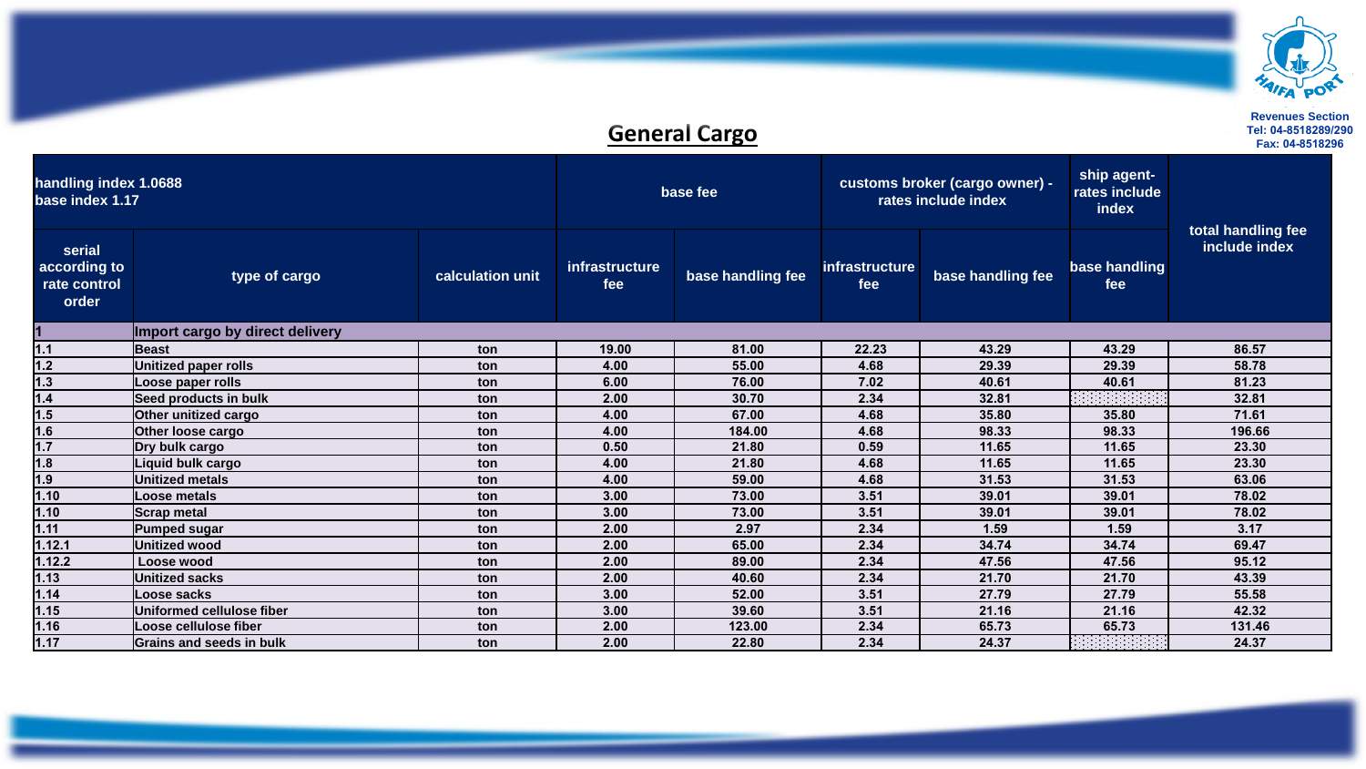## General Cargo

Revenues Section
Tel: 04-8518289/290
Fax: 04-8518296

| handling index 1.0688<br>base index 1.17 | | | base fee | | customs broker (cargo owner) - rates include index | | ship agent- rates include index | total handling fee include index |
|---|---|---|---|---|---|---|---|---|
| serial according to rate control order | type of cargo | calculation unit | infrastructure fee | base handling fee | infrastructure fee | base handling fee | base handling fee | |
| 1 | Import cargo by direct delivery | | | | | | | |
| 1.1 | Beast | ton | 19.00 | 81.00 | 22.23 | 43.29 | 43.29 | 86.57 |
| 1.2 | Unitized paper rolls | ton | 4.00 | 55.00 | 4.68 | 29.39 | 29.39 | 58.78 |
| 1.3 | Loose paper rolls | ton | 6.00 | 76.00 | 7.02 | 40.61 | 40.61 | 81.23 |
| 1.4 | Seed products in bulk | ton | 2.00 | 30.70 | 2.34 | 32.81 | | 32.81 |
| 1.5 | Other unitized cargo | ton | 4.00 | 67.00 | 4.68 | 35.80 | 35.80 | 71.61 |
| 1.6 | Other loose cargo | ton | 4.00 | 184.00 | 4.68 | 98.33 | 98.33 | 196.66 |
| 1.7 | Dry bulk cargo | ton | 0.50 | 21.80 | 0.59 | 11.65 | 11.65 | 23.30 |
| 1.8 | Liquid bulk cargo | ton | 4.00 | 21.80 | 4.68 | 11.65 | 11.65 | 23.30 |
| 1.9 | Unitized metals | ton | 4.00 | 59.00 | 4.68 | 31.53 | 31.53 | 63.06 |
| 1.10 | Loose metals | ton | 3.00 | 73.00 | 3.51 | 39.01 | 39.01 | 78.02 |
| 1.10 | Scrap metal | ton | 3.00 | 73.00 | 3.51 | 39.01 | 39.01 | 78.02 |
| 1.11 | Pumped sugar | ton | 2.00 | 2.97 | 2.34 | 1.59 | 1.59 | 3.17 |
| 1.12.1 | Unitized wood | ton | 2.00 | 65.00 | 2.34 | 34.74 | 34.74 | 69.47 |
| 1.12.2 | Loose wood | ton | 2.00 | 89.00 | 2.34 | 47.56 | 47.56 | 95.12 |
| 1.13 | Unitized sacks | ton | 2.00 | 40.60 | 2.34 | 21.70 | 21.70 | 43.39 |
| 1.14 | Loose sacks | ton | 3.00 | 52.00 | 3.51 | 27.79 | 27.79 | 55.58 |
| 1.15 | Uniformed cellulose fiber | ton | 3.00 | 39.60 | 3.51 | 21.16 | 21.16 | 42.32 |
| 1.16 | Loose cellulose fiber | ton | 2.00 | 123.00 | 2.34 | 65.73 | 65.73 | 131.46 |
| 1.17 | Grains and seeds in bulk | ton | 2.00 | 22.80 | 2.34 | 24.37 | | 24.37 |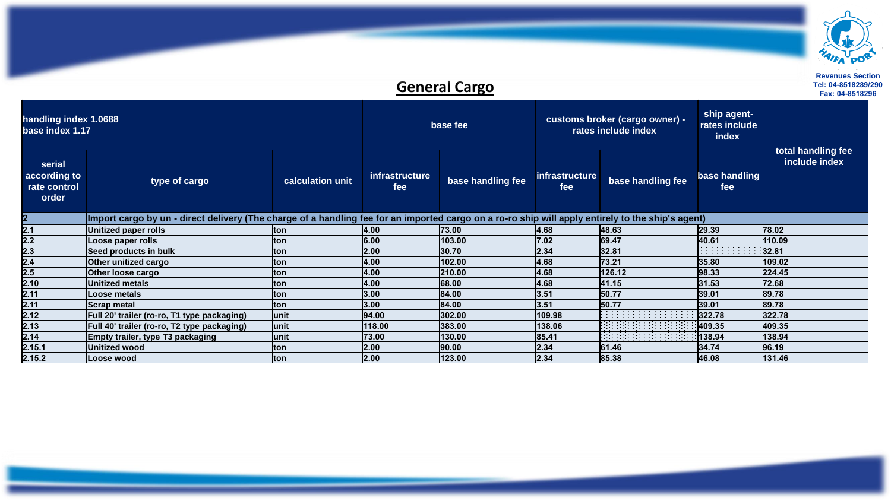## General Cargo

| handling index 1.0688<br>base index 1.17 | | | base fee | | customs broker (cargo owner) - rates include index | | ship agent-rates include index | total handling fee include index |
|---|---|---|---|---|---|---|---|---|
| serial according to rate control order | type of cargo | calculation unit | infrastructure fee | base handling fee | infrastructure fee | base handling fee | base handling fee | |
| 2 | Import cargo by un - direct delivery (The charge of a handling fee for an imported cargo on a ro-ro ship will apply entirely to the ship's agent) | | | | | | | |
| 2.1 | Unitized paper rolls | ton | 4.00 | 73.00 | 4.68 | 48.63 | 29.39 | 78.02 |
| 2.2 | Loose paper rolls | ton | 6.00 | 103.00 | 7.02 | 69.47 | 40.61 | 110.09 |
| 2.3 | Seed products in bulk | ton | 2.00 | 30.70 | 2.34 | 32.81 | | 32.81 |
| 2.4 | Other unitized cargo | ton | 4.00 | 102.00 | 4.68 | 73.21 | 35.80 | 109.02 |
| 2.5 | Other loose cargo | ton | 4.00 | 210.00 | 4.68 | 126.12 | 98.33 | 224.45 |
| 2.10 | Unitized metals | ton | 4.00 | 68.00 | 4.68 | 41.15 | 31.53 | 72.68 |
| 2.11 | Loose metals | ton | 3.00 | 84.00 | 3.51 | 50.77 | 39.01 | 89.78 |
| 2.11 | Scrap metal | ton | 3.00 | 84.00 | 3.51 | 50.77 | 39.01 | 89.78 |
| 2.12 | Full 20' trailer (ro-ro, T1 type packaging) | unit | 94.00 | 302.00 | 109.98 | | 322.78 | 322.78 |
| 2.13 | Full 40' trailer (ro-ro, T2 type packaging) | unit | 118.00 | 383.00 | 138.06 | | 409.35 | 409.35 |
| 2.14 | Empty trailer, type T3 packaging | unit | 73.00 | 130.00 | 85.41 | | 138.94 | 138.94 |
| 2.15.1 | Unitized wood | ton | 2.00 | 90.00 | 2.34 | 61.46 | 34.74 | 96.19 |
| 2.15.2 | Loose wood | ton | 2.00 | 123.00 | 2.34 | 85.38 | 46.08 | 131.46 |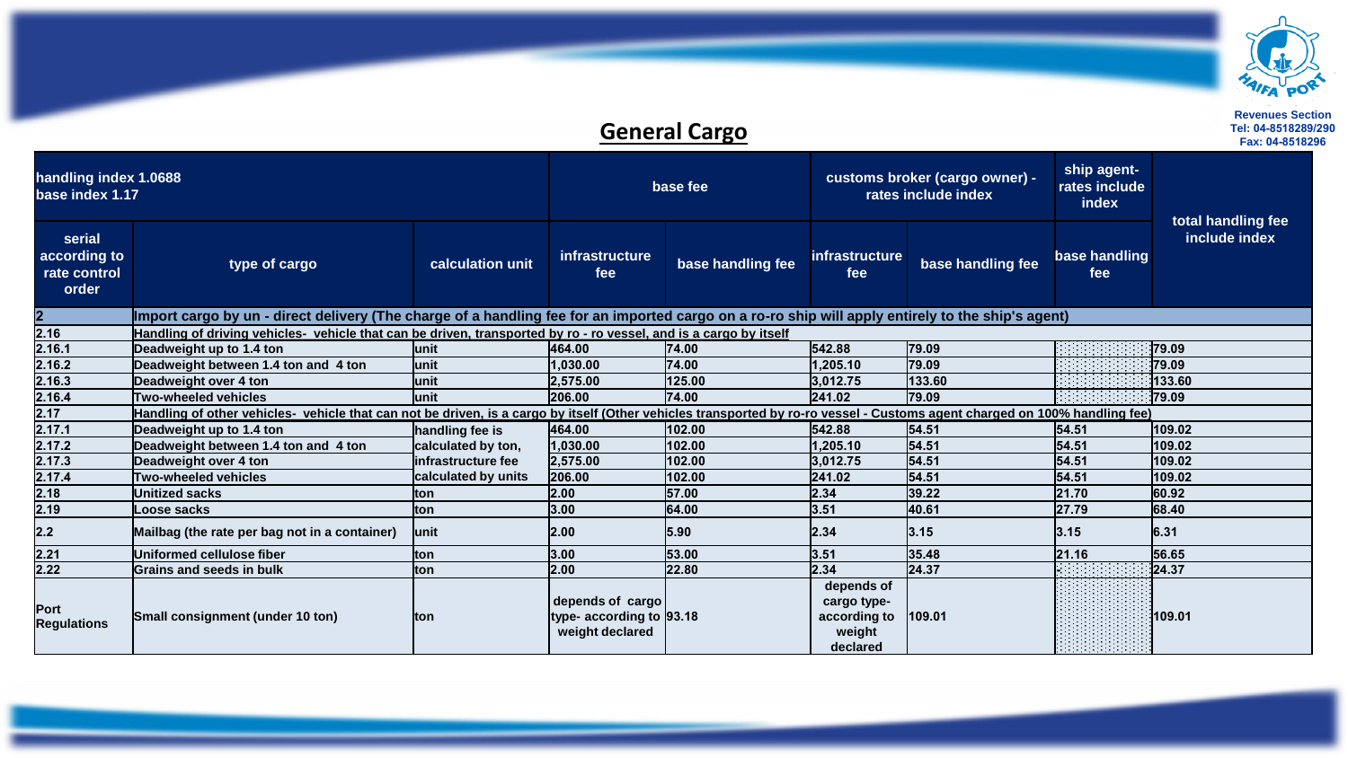Revenues Section
Tel: 04-8518289/290
Fax: 04-8518296

## General Cargo

| handling index 1.0688<br>base index 1.17 | | | base fee | | customs broker (cargo owner) - rates include index | | ship agent- rates include index | total handling fee include index |
|---|---|---|---|---|---|---|---|---|
| serial according to rate control order | type of cargo | calculation unit | infrastructure fee | base handling fee | infrastructure fee | base handling fee | base handling fee | |
| 2 | Import cargo by un - direct delivery (The charge of a handling fee for an imported cargo on a ro-ro ship will apply entirely to the ship's agent) | | | | | | | |
| 2.16 | Handling of driving vehicles- vehicle that can be driven, transported by ro - ro vessel, and is a cargo by itself | | | | | | | |
| 2.16.1 | Deadweight up to 1.4 ton | unit | 464.00 | 74.00 | 542.88 | 79.09 | | 79.09 |
| 2.16.2 | Deadweight between 1.4 ton and 4 ton | unit | 1,030.00 | 74.00 | 1,205.10 | 79.09 | | 79.09 |
| 2.16.3 | Deadweight over 4 ton | unit | 2,575.00 | 125.00 | 3,012.75 | 133.60 | | 133.60 |
| 2.16.4 | Two-wheeled vehicles | unit | 206.00 | 74.00 | 241.02 | 79.09 | | 79.09 |
| 2.17 | Handling of other vehicles- vehicle that can not be driven, is a cargo by itself (Other vehicles transported by ro-ro vessel - Customs agent charged on 100% handling fee) | | | | | | | |
| 2.17.1 | Deadweight up to 1.4 ton | handling fee is calculated by ton, infrastructure fee calculated by units | 464.00 | 102.00 | 542.88 | 54.51 | 54.51 | 109.02 |
| 2.17.2 | Deadweight between 1.4 ton and 4 ton | | 1,030.00 | 102.00 | 1,205.10 | 54.51 | 54.51 | 109.02 |
| 2.17.3 | Deadweight over 4 ton | | 2,575.00 | 102.00 | 3,012.75 | 54.51 | 54.51 | 109.02 |
| 2.17.4 | Two-wheeled vehicles | | 206.00 | 102.00 | 241.02 | 54.51 | 54.51 | 109.02 |
| 2.18 | Unitized sacks | ton | 2.00 | 57.00 | 2.34 | 39.22 | 21.70 | 60.92 |
| 2.19 | Loose sacks | ton | 3.00 | 64.00 | 3.51 | 40.61 | 27.79 | 68.40 |
| 2.2 | Mailbag (the rate per bag not in a container) | unit | 2.00 | 5.90 | 2.34 | 3.15 | 3.15 | 6.31 |
| 2.21 | Uniformed cellulose fiber | ton | 3.00 | 53.00 | 3.51 | 35.48 | 21.16 | 56.65 |
| 2.22 | Grains and seeds in bulk | ton | 2.00 | 22.80 | 2.34 | 24.37 | | 24.37 |
| Port Regulations | Small consignment (under 10 ton) | ton | depends of cargo type- according to weight declared | 93.18 | depends of cargo type- according to weight declared | 109.01 | | 109.01 |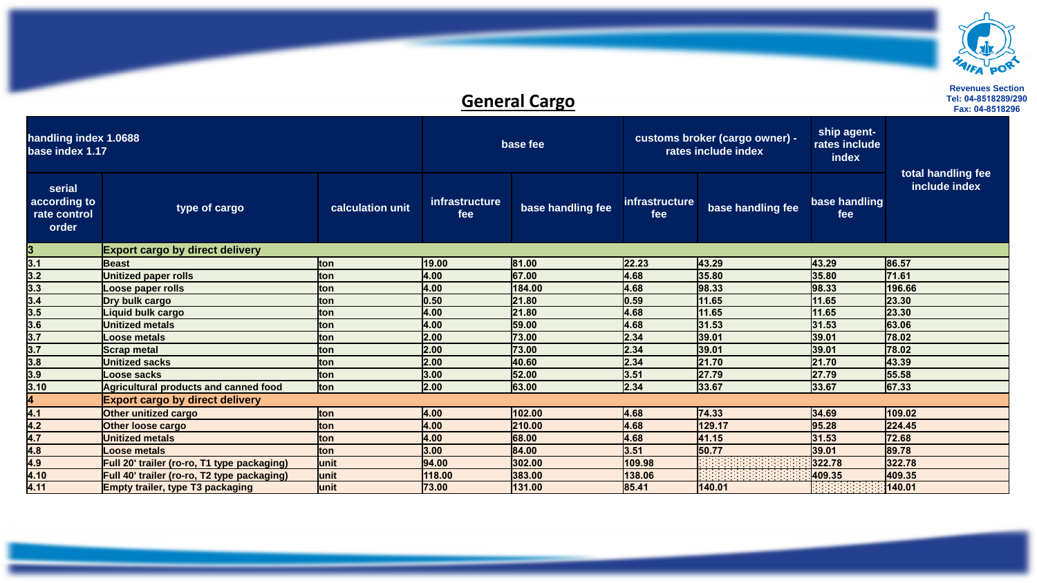Revenues Section
Tel: 04-8518289/290
Fax: 04-8518296

## General Cargo

| handling index 1.0688<br>base index 1.17 | | | base fee | | customs broker (cargo owner) - rates include index | | ship agent- rates include index | total handling fee include index |
|---|---|---|---|---|---|---|---|---|
| serial according to rate control order | type of cargo | calculation unit | infrastructure fee | base handling fee | infrastructure fee | base handling fee | base handling fee | |
| 3 | Export cargo by direct delivery | | | | | | | |
| 3.1 | Beast | ton | 19.00 | 81.00 | 22.23 | 43.29 | 43.29 | 86.57 |
| 3.2 | Unitized paper rolls | ton | 4.00 | 67.00 | 4.68 | 35.80 | 35.80 | 71.61 |
| 3.3 | Loose paper rolls | ton | 4.00 | 184.00 | 4.68 | 98.33 | 98.33 | 196.66 |
| 3.4 | Dry bulk cargo | ton | 0.50 | 21.80 | 0.59 | 11.65 | 11.65 | 23.30 |
| 3.5 | Liquid bulk cargo | ton | 4.00 | 21.80 | 4.68 | 11.65 | 11.65 | 23.30 |
| 3.6 | Unitized metals | ton | 4.00 | 59.00 | 4.68 | 31.53 | 31.53 | 63.06 |
| 3.7 | Loose metals | ton | 2.00 | 73.00 | 2.34 | 39.01 | 39.01 | 78.02 |
| 3.7 | Scrap metal | ton | 2.00 | 73.00 | 2.34 | 39.01 | 39.01 | 78.02 |
| 3.8 | Unitized sacks | ton | 2.00 | 40.60 | 2.34 | 21.70 | 21.70 | 43.39 |
| 3.9 | Loose sacks | ton | 3.00 | 52.00 | 3.51 | 27.79 | 27.79 | 55.58 |
| 3.10 | Agricultural products and canned food | ton | 2.00 | 63.00 | 2.34 | 33.67 | 33.67 | 67.33 |
| 4 | Export cargo by direct delivery | | | | | | | |
| 4.1 | Other unitized cargo | ton | 4.00 | 102.00 | 4.68 | 74.33 | 34.69 | 109.02 |
| 4.2 | Other loose cargo | ton | 4.00 | 210.00 | 4.68 | 129.17 | 95.28 | 224.45 |
| 4.7 | Unitized metals | ton | 4.00 | 68.00 | 4.68 | 41.15 | 31.53 | 72.68 |
| 4.8 | Loose metals | ton | 3.00 | 84.00 | 3.51 | 50.77 | 39.01 | 89.78 |
| 4.9 | Full 20' trailer (ro-ro, T1 type packaging) | unit | 94.00 | 302.00 | 109.98 | | 322.78 | 322.78 |
| 4.10 | Full 40' trailer (ro-ro, T2 type packaging) | unit | 118.00 | 383.00 | 138.06 | | 409.35 | 409.35 |
| 4.11 | Empty trailer, type T3 packaging | unit | 73.00 | 131.00 | 85.41 | 140.01 | | 140.01 |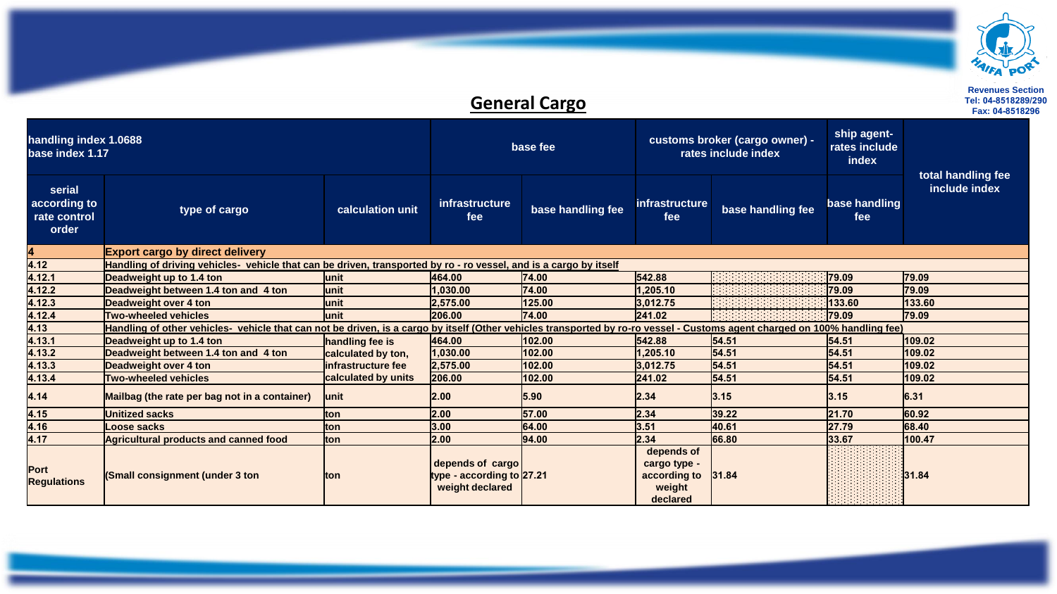Revenues Section
Tel: 04-8518289/290
Fax: 04-8518296

## General Cargo

| handling index 1.0688<br>base index 1.17 | | | base fee | | customs broker (cargo owner) - rates include index | | ship agent- rates include index | total handling fee include index |
|---|---|---|---|---|---|---|---|---|
| serial according to rate control order | type of cargo | calculation unit | infrastructure fee | base handling fee | infrastructure fee | base handling fee | base handling fee | |
| 4 | Export cargo by direct delivery | | | | | | | |
| 4.12 | Handling of driving vehicles- vehicle that can be driven, transported by ro - ro vessel, and is a cargo by itself | | | | | | | |
| 4.12.1 | Deadweight up to 1.4 ton | unit | 464.00 | 74.00 | 542.88 | | 79.09 | 79.09 |
| 4.12.2 | Deadweight between 1.4 ton and 4 ton | unit | 1,030.00 | 74.00 | 1,205.10 | | 79.09 | 79.09 |
| 4.12.3 | Deadweight over 4 ton | unit | 2,575.00 | 125.00 | 3,012.75 | | 133.60 | 133.60 |
| 4.12.4 | Two-wheeled vehicles | unit | 206.00 | 74.00 | 241.02 | | 79.09 | 79.09 |
| 4.13 | Handling of other vehicles- vehicle that can not be driven, is a cargo by itself (Other vehicles transported by ro-ro vessel - Customs agent charged on 100% handling fee) | | | | | | | |
| 4.13.1 | Deadweight up to 1.4 ton | handling fee is calculated by ton, infrastructure fee calculated by units | 464.00 | 102.00 | 542.88 | 54.51 | 54.51 | 109.02 |
| 4.13.2 | Deadweight between 1.4 ton and 4 ton | | 1,030.00 | 102.00 | 1,205.10 | 54.51 | 54.51 | 109.02 |
| 4.13.3 | Deadweight over 4 ton | | 2,575.00 | 102.00 | 3,012.75 | 54.51 | 54.51 | 109.02 |
| 4.13.4 | Two-wheeled vehicles | | 206.00 | 102.00 | 241.02 | 54.51 | 54.51 | 109.02 |
| 4.14 | Mailbag (the rate per bag not in a container) | unit | 2.00 | 5.90 | 2.34 | 3.15 | 3.15 | 6.31 |
| 4.15 | Unitized sacks | ton | 2.00 | 57.00 | 2.34 | 39.22 | 21.70 | 60.92 |
| 4.16 | Loose sacks | ton | 3.00 | 64.00 | 3.51 | 40.61 | 27.79 | 68.40 |
| 4.17 | Agricultural products and canned food | ton | 2.00 | 94.00 | 2.34 | 66.80 | 33.67 | 100.47 |
| Port Regulations | (Small consignment (under 3 ton | ton | depends of cargo type - according to weight declared | 27.21 | depends of cargo type - according to weight declared | 31.84 | | 31.84 |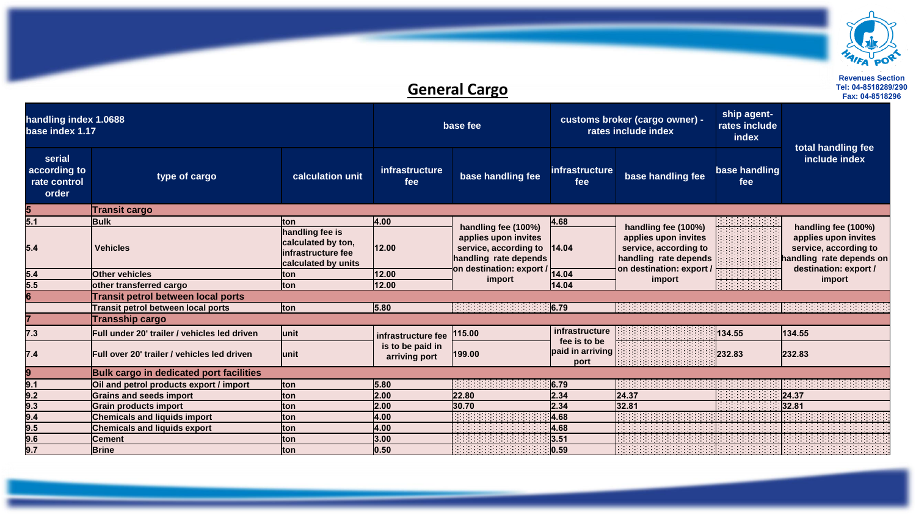Revenues Section
Tel: 04-8518289/290
Fax: 04-8518296

## General Cargo

| handling index 1.0688<br>base index 1.17 | | | base fee | | customs broker (cargo owner) - rates include index | | ship agent- rates include index | total handling fee include index |
|---|---|---|---|---|---|---|---|---|
| serial according to rate control order | type of cargo | calculation unit | infrastructure fee | base handling fee | infrastructure fee | base handling fee | base handling fee | |
| 5 | Transit cargo | | | | | | | |
| 5.1 | Bulk | ton | 4.00 | handling fee (100%) applies upon invites service, according to handling rate depends on destination: export / import | 4.68 | handling fee (100%) applies upon invites service, according to handling rate depends on destination: export / import | | handling fee (100%) applies upon invites service, according to handling rate depends on destination: export / import |
| 5.4 | Vehicles | handling fee is calculated by ton, infrastructure fee calculated by units | 12.00 | | 14.04 | | | |
| 5.4 | Other vehicles | ton | 12.00 | | 14.04 | | | |
| 5.5 | other transferred cargo | ton | 12.00 | | 14.04 | | | |
| 6 | Transit petrol between local ports | | | | | | | |
| | Transit petrol between local ports | ton | 5.80 | | 6.79 | | | |
| 7 | Transship cargo | | | | | | | |
| 7.3 | Full under 20' trailer / vehicles led driven | unit | infrastructure fee is to be paid in arriving port | 115.00 | infrastructure fee is to be paid in arriving port | | 134.55 | 134.55 |
| 7.4 | Full over 20' trailer / vehicles led driven | unit | | 199.00 | | | 232.83 | 232.83 |
| 9 | Bulk cargo in dedicated port facilities | | | | | | | |
| 9.1 | Oil and petrol products export / import | ton | 5.80 | | 6.79 | | | |
| 9.2 | Grains and seeds import | ton | 2.00 | 22.80 | 2.34 | 24.37 | | 24.37 |
| 9.3 | Grain products import | ton | 2.00 | 30.70 | 2.34 | 32.81 | | 32.81 |
| 9.4 | Chemicals and liquids import | ton | 4.00 | | 4.68 | | | |
| 9.5 | Chemicals and liquids export | ton | 4.00 | | 4.68 | | | |
| 9.6 | Cement | ton | 3.00 | | 3.51 | | | |
| 9.7 | Brine | ton | 0.50 | | 0.59 | | | |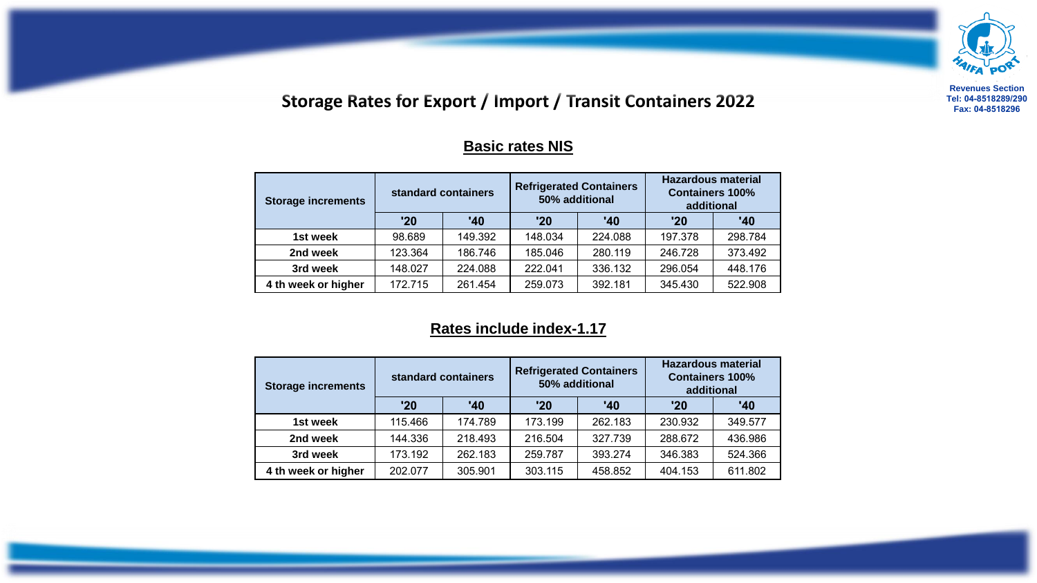Revenues Section
Tel: 04-8518289/290
Fax: 04-8518296

# Storage Rates for Export / Import / Transit Containers 2022

## Basic rates NIS

| Storage increments | standard containers | | Refrigerated Containers 50% additional | | Hazardous material Containers 100% additional | |
|---|---|---|---|---|---|---|
| | '20 | '40 | '20 | '40 | '20 | '40 |
| 1st week | 98.689 | 149.392 | 148.034 | 224.088 | 197.378 | 298.784 |
| 2nd week | 123.364 | 186.746 | 185.046 | 280.119 | 246.728 | 373.492 |
| 3rd week | 148.027 | 224.088 | 222.041 | 336.132 | 296.054 | 448.176 |
| 4 th week or higher | 172.715 | 261.454 | 259.073 | 392.181 | 345.430 | 522.908 |

## Rates include index-1.17

| Storage increments | standard containers | | Refrigerated Containers 50% additional | | Hazardous material Containers 100% additional | |
|---|---|---|---|---|---|---|
| | '20 | '40 | '20 | '40 | '20 | '40 |
| 1st week | 115.466 | 174.789 | 173.199 | 262.183 | 230.932 | 349.577 |
| 2nd week | 144.336 | 218.493 | 216.504 | 327.739 | 288.672 | 436.986 |
| 3rd week | 173.192 | 262.183 | 259.787 | 393.274 | 346.383 | 524.366 |
| 4 th week or higher | 202.077 | 305.901 | 303.115 | 458.852 | 404.153 | 611.802 |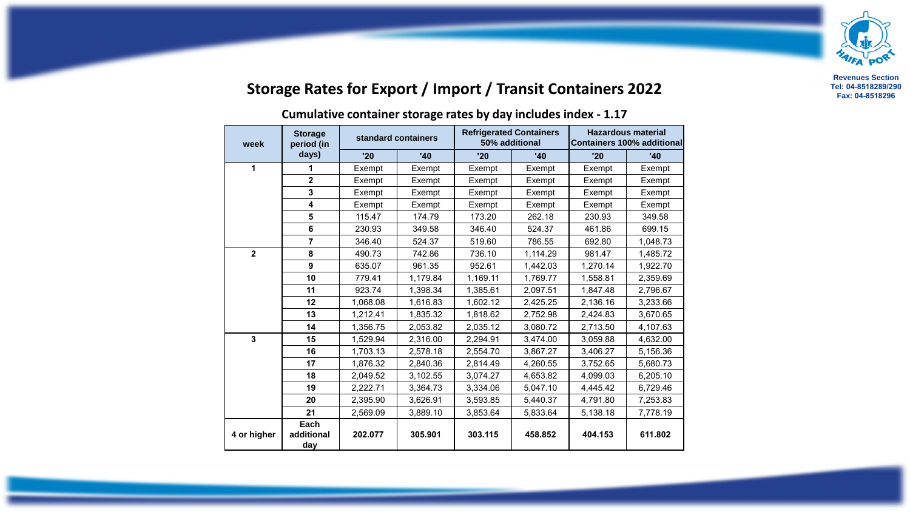Revenues Section
Tel: 04-8518289/290
Fax: 04-8518296

# Storage Rates for Export / Import / Transit Containers 2022

## Cumulative container storage rates by day includes index - 1.17

| week | Storage period (in days) | standard containers | | Refrigerated Containers 50% additional | | Hazardous material Containers 100% additional | |
|---|---|---|---|---|---|---|---|
| | | '20 | '40 | '20 | '40 | '20 | '40 |
| 1 | 1 | Exempt | Exempt | Exempt | Exempt | Exempt | Exempt |
| | 2 | Exempt | Exempt | Exempt | Exempt | Exempt | Exempt |
| | 3 | Exempt | Exempt | Exempt | Exempt | Exempt | Exempt |
| | 4 | Exempt | Exempt | Exempt | Exempt | Exempt | Exempt |
| | 5 | 115.47 | 174.79 | 173.20 | 262.18 | 230.93 | 349.58 |
| | 6 | 230.93 | 349.58 | 346.40 | 524.37 | 461.86 | 699.15 |
| | 7 | 346.40 | 524.37 | 519.60 | 786.55 | 692.80 | 1,048.73 |
| 2 | 8 | 490.73 | 742.86 | 736.10 | 1,114.29 | 981.47 | 1,485.72 |
| | 9 | 635.07 | 961.35 | 952.61 | 1,442.03 | 1,270.14 | 1,922.70 |
| | 10 | 779.41 | 1,179.84 | 1,169.11 | 1,769.77 | 1,558.81 | 2,359.69 |
| | 11 | 923.74 | 1,398.34 | 1,385.61 | 2,097.51 | 1,847.48 | 2,796.67 |
| | 12 | 1,068.08 | 1,616.83 | 1,602.12 | 2,425.25 | 2,136.16 | 3,233.66 |
| | 13 | 1,212.41 | 1,835.32 | 1,818.62 | 2,752.98 | 2,424.83 | 3,670.65 |
| | 14 | 1,356.75 | 2,053.82 | 2,035.12 | 3,080.72 | 2,713.50 | 4,107.63 |
| 3 | 15 | 1,529.94 | 2,316.00 | 2,294.91 | 3,474.00 | 3,059.88 | 4,632.00 |
| | 16 | 1,703.13 | 2,578.18 | 2,554.70 | 3,867.27 | 3,406.27 | 5,156.36 |
| | 17 | 1,876.32 | 2,840.36 | 2,814.49 | 4,260.55 | 3,752.65 | 5,680.73 |
| | 18 | 2,049.52 | 3,102.55 | 3,074.27 | 4,653.82 | 4,099.03 | 6,205.10 |
| | 19 | 2,222.71 | 3,364.73 | 3,334.06 | 5,047.10 | 4,445.42 | 6,729.46 |
| | 20 | 2,395.90 | 3,626.91 | 3,593.85 | 5,440.37 | 4,791.80 | 7,253.83 |
| | 21 | 2,569.09 | 3,889.10 | 3,853.64 | 5,833.64 | 5,138.18 | 7,778.19 |
| 4 or higher | Each additional day | **202.077** | **305.901** | **303.115** | **458.852** | **404.153** | **611.802** |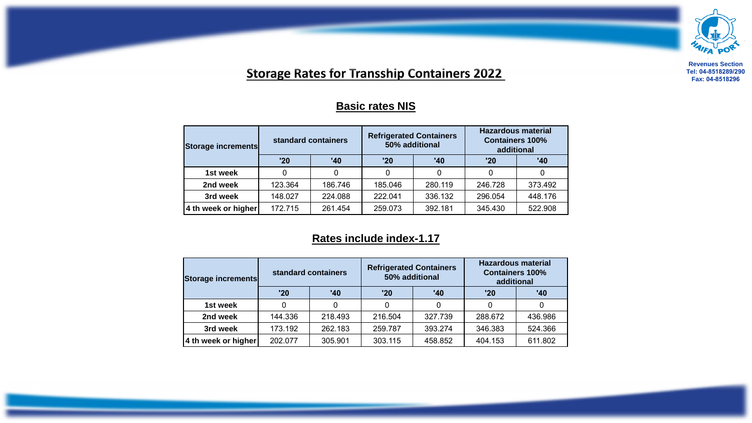Revenues Section
Tel: 04-8518289/290
Fax: 04-8518296

# Storage Rates for Tranship Containers 2022

## Basic rates NIS

| Storage increments | standard containers | | Refrigerated Containers 50% additional | | Hazardous material Containers 100% additional | |
|---|---|---|---|---|---|---|
| | '20 | '40 | '20 | '40 | '20 | '40 |
| 1st week | 0 | 0 | 0 | 0 | 0 | 0 |
| 2nd week | 123.364 | 186.746 | 185.046 | 280.119 | 246.728 | 373.492 |
| 3rd week | 148.027 | 224.088 | 222.041 | 336.132 | 296.054 | 448.176 |
| 4 th week or higher | 172.715 | 261.454 | 259.073 | 392.181 | 345.430 | 522.908 |

## Rates include index-1.17

| Storage increments | standard containers | | Refrigerated Containers 50% additional | | Hazardous material Containers 100% additional | |
|---|---|---|---|---|---|---|
| | '20 | '40 | '20 | '40 | '20 | '40 |
| 1st week | 0 | 0 | 0 | 0 | 0 | 0 |
| 2nd week | 144.336 | 218.493 | 216.504 | 327.739 | 288.672 | 436.986 |
| 3rd week | 173.192 | 262.183 | 259.787 | 393.274 | 346.383 | 524.366 |
| 4 th week or higher | 202.077 | 305.901 | 303.115 | 458.852 | 404.153 | 611.802 |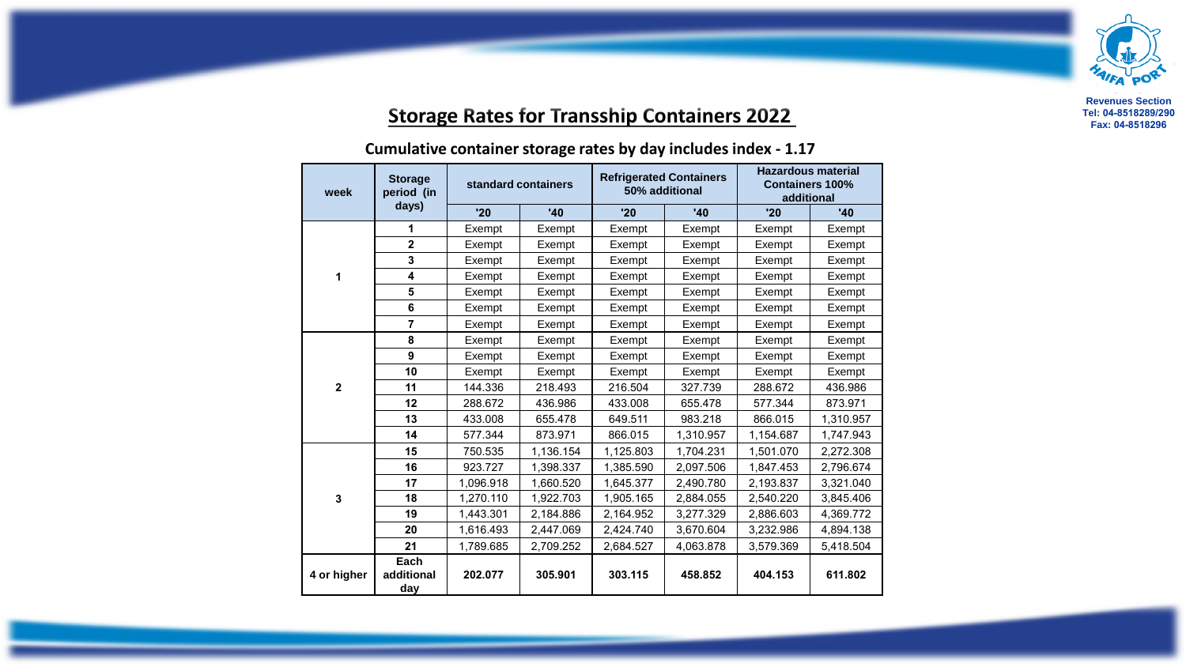Revenues Section
Tel: 04-8518289/290
Fax: 04-8518296

## Storage Rates for Transship Containers 2022

### Cumulative container storage rates by day includes index - 1.17

| week | Storage period (in days) | standard containers | | Refrigerated Containers 50% additional | | Hazardous material Containers 100% additional | |
|---|---|---|---|---|---|---|---|
| | | '20 | '40 | '20 | '40 | '20 | '40 |
| 1 | 1 | Exempt | Exempt | Exempt | Exempt | Exempt | Exempt |
| | 2 | Exempt | Exempt | Exempt | Exempt | Exempt | Exempt |
| | 3 | Exempt | Exempt | Exempt | Exempt | Exempt | Exempt |
| | 4 | Exempt | Exempt | Exempt | Exempt | Exempt | Exempt |
| | 5 | Exempt | Exempt | Exempt | Exempt | Exempt | Exempt |
| | 6 | Exempt | Exempt | Exempt | Exempt | Exempt | Exempt |
| | 7 | Exempt | Exempt | Exempt | Exempt | Exempt | Exempt |
| 2 | 8 | Exempt | Exempt | Exempt | Exempt | Exempt | Exempt |
| | 9 | Exempt | Exempt | Exempt | Exempt | Exempt | Exempt |
| | 10 | Exempt | Exempt | Exempt | Exempt | Exempt | Exempt |
| | 11 | 144.336 | 218.493 | 216.504 | 327.739 | 288.672 | 436.986 |
| | 12 | 288.672 | 436.986 | 433.008 | 655.478 | 577.344 | 873.971 |
| | 13 | 433.008 | 655.478 | 649.511 | 983.218 | 866.015 | 1,310.957 |
| | 14 | 577.344 | 873.971 | 866.015 | 1,310.957 | 1,154.687 | 1,747.943 |
| 3 | 15 | 750.535 | 1,136.154 | 1,125.803 | 1,704.231 | 1,501.070 | 2,272.308 |
| | 16 | 923.727 | 1,398.337 | 1,385.590 | 2,097.506 | 1,847.453 | 2,796.674 |
| | 17 | 1,096.918 | 1,660.520 | 1,645.377 | 2,490.780 | 2,193.837 | 3,321.040 |
| | 18 | 1,270.110 | 1,922.703 | 1,905.165 | 2,884.055 | 2,540.220 | 3,845.406 |
| | 19 | 1,443.301 | 2,184.886 | 2,164.952 | 3,277.329 | 2,886.603 | 4,369.772 |
| | 20 | 1,616.493 | 2,447.069 | 2,424.740 | 3,670.604 | 3,232.986 | 4,894.138 |
| | 21 | 1,789.685 | 2,709.252 | 2,684.527 | 4,063.878 | 3,579.369 | 5,418.504 |
| 4 or higher | Each additional day | **202.077** | **305.901** | **303.115** | **458.852** | **404.153** | **611.802** |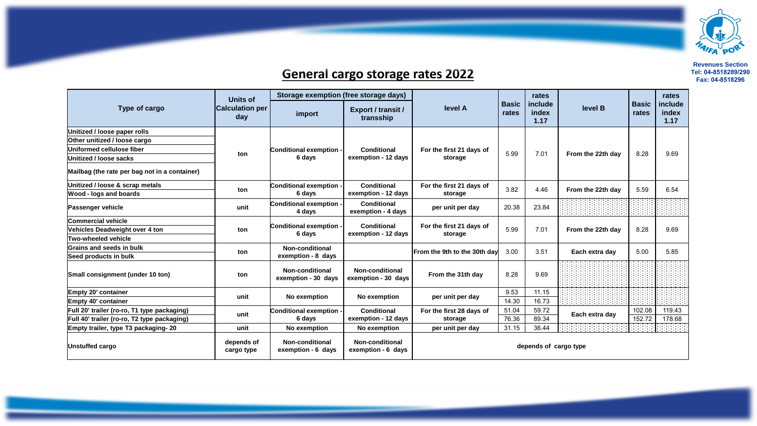Revenues Section
Tel: 04-8518289/290
Fax: 04-8518296

# General cargo storage rates 2022

| Type of cargo | Units of Calculation per day | Storage exemption (free storage days) | | level A | Basic rates | rates include index 1.17 | level B | Basic rates | rates include index 1.17 |
|---|---|---|---|---|---|---|---|---|---|
| | | import | Export / transit / transship | | | | | | |
| Unitized / loose paper rolls<br>Other unitized / loose cargo<br>Uniformed cellulose fiber<br>Unitized / loose sacks<br>Mailbag (the rate per bag not in a container) | ton | Conditional exemption - 6 days | Conditional exemption - 12 days | For the first 21 days of storage | 5.99 | 7.01 | From the 22th day | 8.28 | 9.69 |
| Unitized / loose & scrap metals<br>Wood - logs and boards | ton | Conditional exemption - 6 days | Conditional exemption - 12 days | For the first 21 days of storage | 3.82 | 4.46 | From the 22th day | 5.59 | 6.54 |
| Passenger vehicle | unit | Conditional exemption - 4 days | Conditional exemption - 4 days | per unit per day | 20.38 | 23.84 | | | |
| Commercial vehicle<br>Vehicles Deadweight over 4 ton<br>Two-wheeled vehicle | ton | Conditional exemption - 6 days | Conditional exemption - 12 days | For the first 21 days of storage | 5.99 | 7.01 | From the 22th day | 8.28 | 9.69 |
| Grains and seeds in bulk<br>Seed products in bulk | ton | Non-conditional exemption - 8 days | | From the 9th to the 30th day | 3.00 | 3.51 | Each extra day | 5.00 | 5.85 |
| Small consignment (under 10 ton) | ton | Non-conditional exemption - 30 days | Non-conditional exemption - 30 days | From the 31th day | 8.28 | 9.69 | | | |
| Empty 20' container | unit | No exemption | No exemption | per unit per day | 9.53 | 11.15 | | | |
| Empty 40' container | | | | | 14.30 | 16.73 | | | |
| Full 20' trailer (ro-ro, T1 type packaging) | unit | Conditional exemption - 6 days | Conditional exemption - 12 days | For the first 28 days of storage | 51.04 | 59.72 | Each extra day | 102.08 | 119.43 |
| Full 40' trailer (ro-ro, T2 type packaging) | | | | | 76.36 | 89.34 | | 152.72 | 178.68 |
| Empty trailer, type T3 packaging- 20 | unit | No exemption | No exemption | per unit per day | 31.15 | 36.44 | | | |
| Unstuffed cargo | depends of cargo type | Non-conditional exemption - 6 days | Non-conditional exemption - 6 days | depends of cargo type | | | | | |